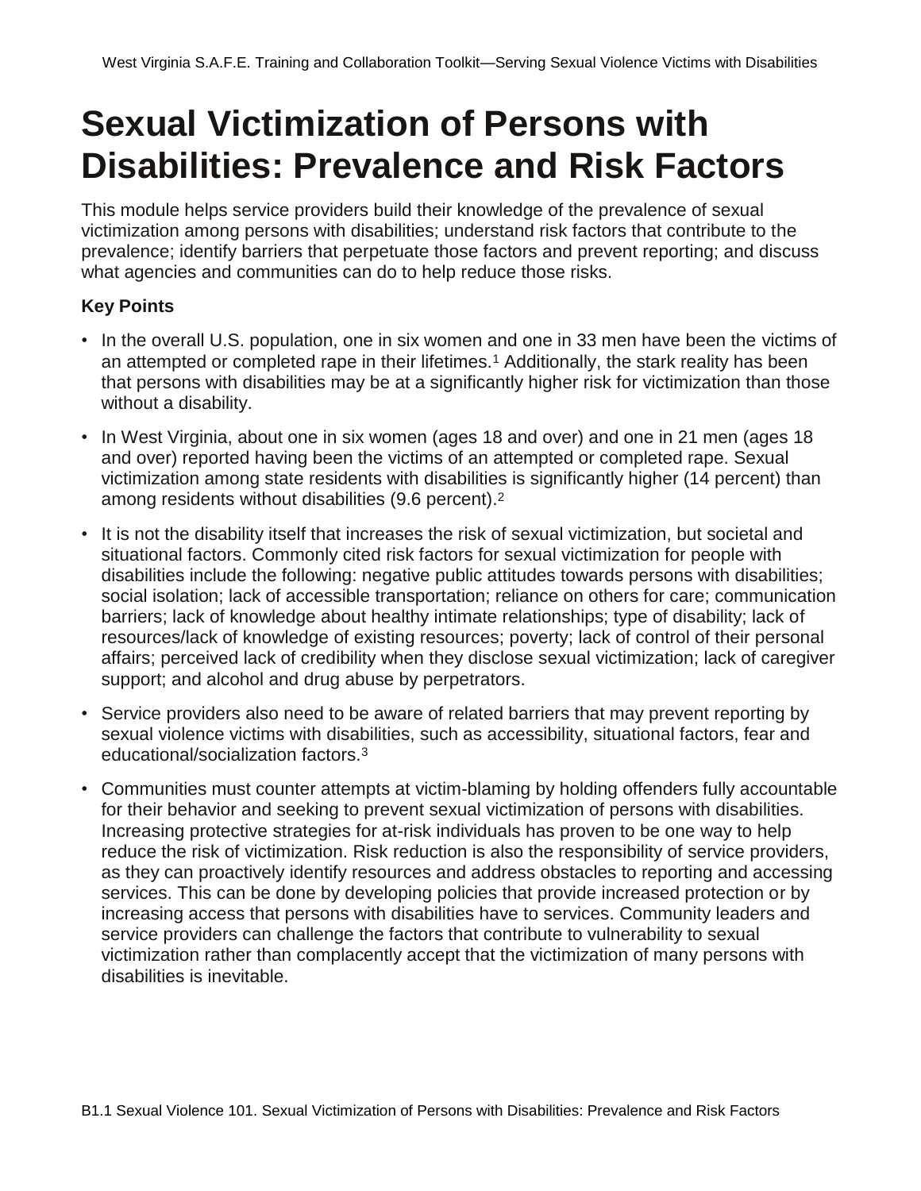# Sexual Victimization of Persons with Disabilities: Prevalence and Risk Factors

This module helps service providers build their knowledge of the prevalence of sexual victimization among persons with disabilities; understand risk factors that contribute to the prevalence; identify barriers that perpetuate those factors and prevent reporting; and discuss what agencies and communities can do to help reduce those risks.

### Key Points

- In the overall U.S. population, one in six women and one in 33 men have been the victims of an attempted or completed rape in their lifetimes.[1] Additionally, the stark reality has been that persons with disabilities may be at a significantly higher risk for victimization than those without a disability.
- In West Virginia, about one in six women (ages 18 and over) and one in 21 men (ages 18 and over) reported having been the victims of an attempted or completed rape. Sexual victimization among state residents with disabilities is significantly higher (14 percent) than among residents without disabilities (9.6 percent).[2]
- It is not the disability itself that increases the risk of sexual victimization, but societal and situational factors. Commonly cited risk factors for sexual victimization for people with disabilities include the following: negative public attitudes towards persons with disabilities; social isolation; lack of accessible transportation; reliance on others for care; communication barriers; lack of knowledge about healthy intimate relationships; type of disability; lack of resources/lack of knowledge of existing resources; poverty; lack of control of their personal affairs; perceived lack of credibility when they disclose sexual victimization; lack of caregiver support; and alcohol and drug abuse by perpetrators.
- Service providers also need to be aware of related barriers that may prevent reporting by sexual violence victims with disabilities, such as accessibility, situational factors, fear and educational/socialization factors.[3]
- Communities must counter attempts at victim-blaming by holding offenders fully accountable for their behavior and seeking to prevent sexual victimization of persons with disabilities. Increasing protective strategies for at-risk individuals has proven to be one way to help reduce the risk of victimization. Risk reduction is also the responsibility of service providers, as they can proactively identify resources and address obstacles to reporting and accessing services. This can be done by developing policies that provide increased protection or by increasing access that persons with disabilities have to services. Community leaders and service providers can challenge the factors that contribute to vulnerability to sexual victimization rather than complacently accept that the victimization of many persons with disabilities is inevitable.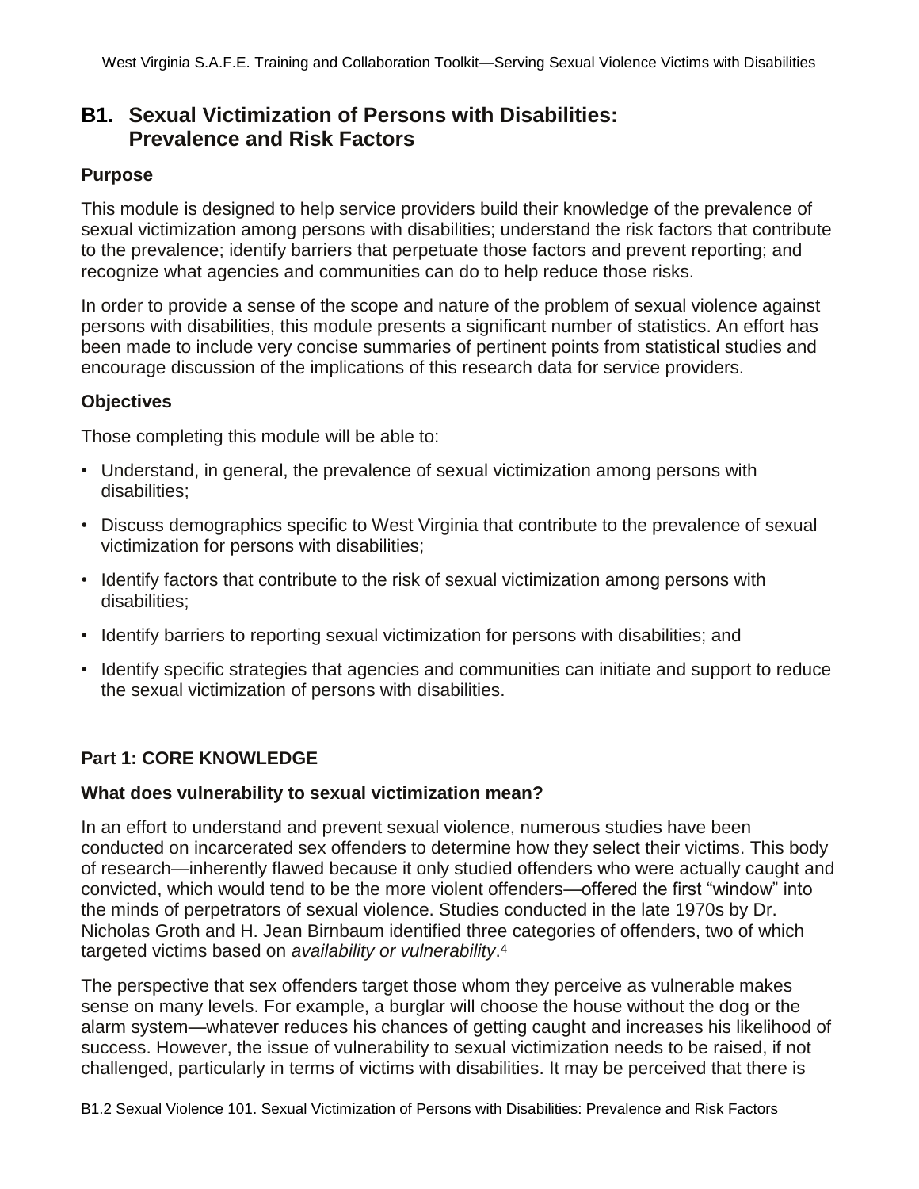## B1. Sexual Victimization of Persons with Disabilities: Prevalence and Risk Factors

### Purpose

This module is designed to help service providers build their knowledge of the prevalence of sexual victimization among persons with disabilities; understand the risk factors that contribute to the prevalence; identify barriers that perpetuate those factors and prevent reporting; and recognize what agencies and communities can do to help reduce those risks.

In order to provide a sense of the scope and nature of the problem of sexual violence against persons with disabilities, this module presents a significant number of statistics. An effort has been made to include very concise summaries of pertinent points from statistical studies and encourage discussion of the implications of this research data for service providers.

### Objectives

Those completing this module will be able to:

- Understand, in general, the prevalence of sexual victimization among persons with disabilities;
- Discuss demographics specific to West Virginia that contribute to the prevalence of sexual victimization for persons with disabilities;
- Identify factors that contribute to the risk of sexual victimization among persons with disabilities;
- Identify barriers to reporting sexual victimization for persons with disabilities; and
- Identify specific strategies that agencies and communities can initiate and support to reduce the sexual victimization of persons with disabilities.

### Part 1: CORE KNOWLEDGE

#### What does vulnerability to sexual victimization mean?

In an effort to understand and prevent sexual violence, numerous studies have been conducted on incarcerated sex offenders to determine how they select their victims. This body of research—inherently flawed because it only studied offenders who were actually caught and convicted, which would tend to be the more violent offenders—offered the first "window" into the minds of perpetrators of sexual violence. Studies conducted in the late 1970s by Dr. Nicholas Groth and H. Jean Birnbaum identified three categories of offenders, two of which targeted victims based on *availability or vulnerability*.[4]

The perspective that sex offenders target those whom they perceive as vulnerable makes sense on many levels. For example, a burglar will choose the house without the dog or the alarm system—whatever reduces his chances of getting caught and increases his likelihood of success. However, the issue of vulnerability to sexual victimization needs to be raised, if not challenged, particularly in terms of victims with disabilities. It may be perceived that there is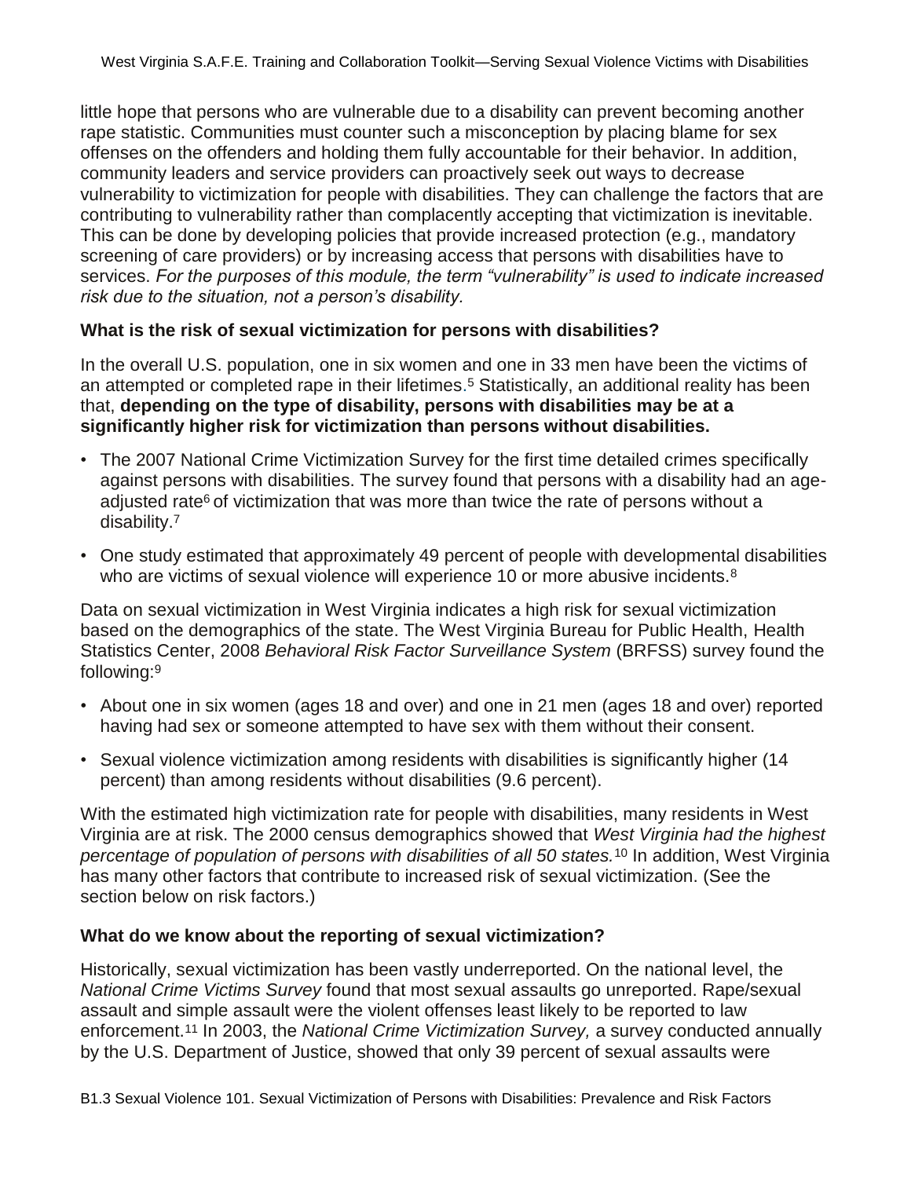little hope that persons who are vulnerable due to a disability can prevent becoming another rape statistic. Communities must counter such a misconception by placing blame for sex offenses on the offenders and holding them fully accountable for their behavior. In addition, community leaders and service providers can proactively seek out ways to decrease vulnerability to victimization for people with disabilities. They can challenge the factors that are contributing to vulnerability rather than complacently accepting that victimization is inevitable. This can be done by developing policies that provide increased protection (e.g., mandatory screening of care providers) or by increasing access that persons with disabilities have to services. *For the purposes of this module, the term "vulnerability" is used to indicate increased risk due to the situation, not a person's disability.*

**What is the risk of sexual victimization for persons with disabilities?**

In the overall U.S. population, one in six women and one in 33 men have been the victims of an attempted or completed rape in their lifetimes.[5] Statistically, an additional reality has been that, **depending on the type of disability, persons with disabilities may be at a significantly higher risk for victimization than persons without disabilities.**

- The 2007 National Crime Victimization Survey for the first time detailed crimes specifically against persons with disabilities. The survey found that persons with a disability had an age-adjusted rate[6] of victimization that was more than twice the rate of persons without a disability.[7]
- One study estimated that approximately 49 percent of people with developmental disabilities who are victims of sexual violence will experience 10 or more abusive incidents.[8]

Data on sexual victimization in West Virginia indicates a high risk for sexual victimization based on the demographics of the state. The West Virginia Bureau for Public Health, Health Statistics Center, 2008 *Behavioral Risk Factor Surveillance System* (BRFSS) survey found the following:[9]

- About one in six women (ages 18 and over) and one in 21 men (ages 18 and over) reported having had sex or someone attempted to have sex with them without their consent.
- Sexual violence victimization among residents with disabilities is significantly higher (14 percent) than among residents without disabilities (9.6 percent).

With the estimated high victimization rate for people with disabilities, many residents in West Virginia are at risk. The 2000 census demographics showed that *West Virginia had the highest percentage of population of persons with disabilities of all 50 states.*[10] In addition, West Virginia has many other factors that contribute to increased risk of sexual victimization. (See the section below on risk factors.)

**What do we know about the reporting of sexual victimization?**

Historically, sexual victimization has been vastly underreported. On the national level, the *National Crime Victims Survey* found that most sexual assaults go unreported. Rape/sexual assault and simple assault were the violent offenses least likely to be reported to law enforcement.[11] In 2003, the *National Crime Victimization Survey,* a survey conducted annually by the U.S. Department of Justice, showed that only 39 percent of sexual assaults were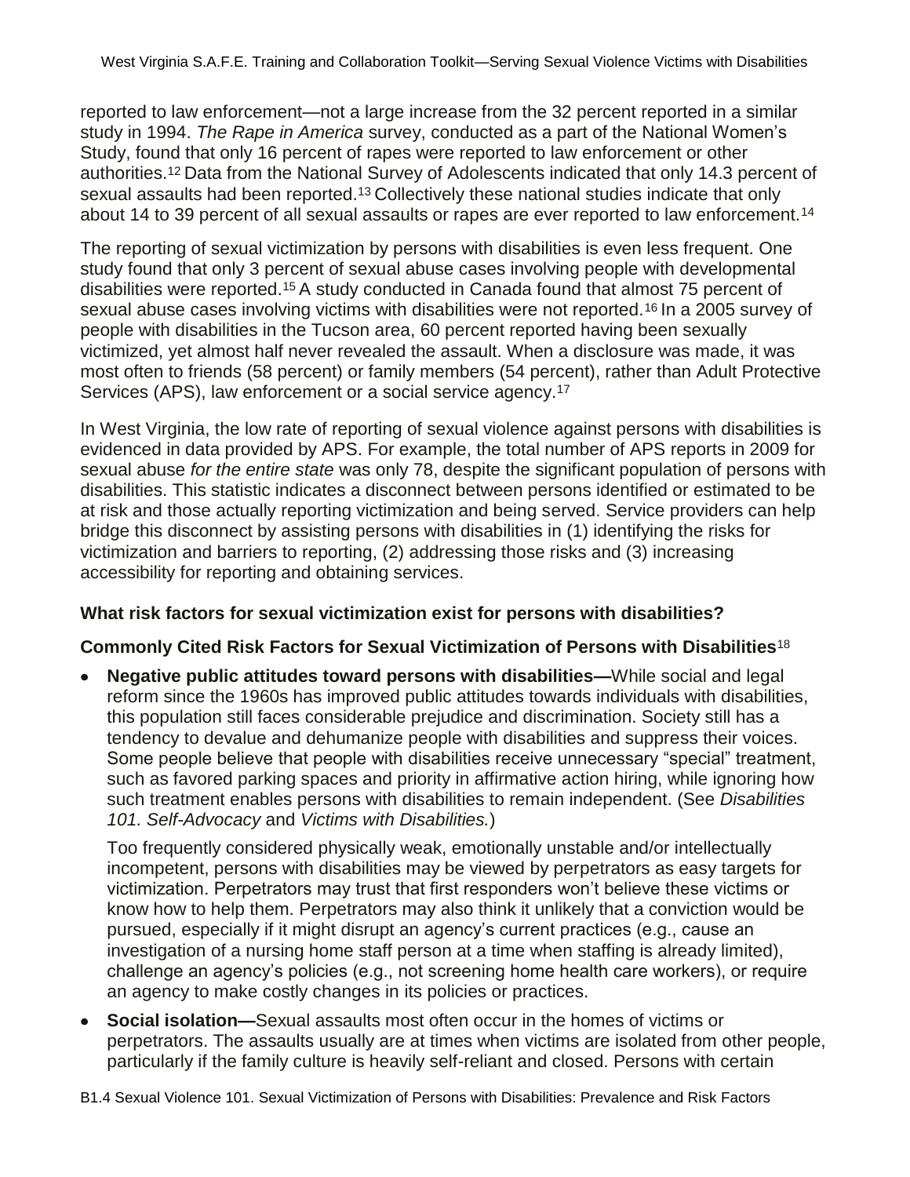reported to law enforcement—not a large increase from the 32 percent reported in a similar study in 1994. *The Rape in America* survey, conducted as a part of the National Women's Study, found that only 16 percent of rapes were reported to law enforcement or other authorities.[12] Data from the National Survey of Adolescents indicated that only 14.3 percent of sexual assaults had been reported.[13] Collectively these national studies indicate that only about 14 to 39 percent of all sexual assaults or rapes are ever reported to law enforcement.[14]

The reporting of sexual victimization by persons with disabilities is even less frequent. One study found that only 3 percent of sexual abuse cases involving people with developmental disabilities were reported.[15] A study conducted in Canada found that almost 75 percent of sexual abuse cases involving victims with disabilities were not reported.[16] In a 2005 survey of people with disabilities in the Tucson area, 60 percent reported having been sexually victimized, yet almost half never revealed the assault. When a disclosure was made, it was most often to friends (58 percent) or family members (54 percent), rather than Adult Protective Services (APS), law enforcement or a social service agency.[17]

In West Virginia, the low rate of reporting of sexual violence against persons with disabilities is evidenced in data provided by APS. For example, the total number of APS reports in 2009 for sexual abuse *for the entire state* was only 78, despite the significant population of persons with disabilities. This statistic indicates a disconnect between persons identified or estimated to be at risk and those actually reporting victimization and being served. Service providers can help bridge this disconnect by assisting persons with disabilities in (1) identifying the risks for victimization and barriers to reporting, (2) addressing those risks and (3) increasing accessibility for reporting and obtaining services.

**What risk factors for sexual victimization exist for persons with disabilities?**

**Commonly Cited Risk Factors for Sexual Victimization of Persons with Disabilities**[18]

- **Negative public attitudes toward persons with disabilities—**While social and legal reform since the 1960s has improved public attitudes towards individuals with disabilities, this population still faces considerable prejudice and discrimination. Society still has a tendency to devalue and dehumanize people with disabilities and suppress their voices. Some people believe that people with disabilities receive unnecessary "special" treatment, such as favored parking spaces and priority in affirmative action hiring, while ignoring how such treatment enables persons with disabilities to remain independent. (See *Disabilities 101. Self-Advocacy* and *Victims with Disabilities.*)

  Too frequently considered physically weak, emotionally unstable and/or intellectually incompetent, persons with disabilities may be viewed by perpetrators as easy targets for victimization. Perpetrators may trust that first responders won't believe these victims or know how to help them. Perpetrators may also think it unlikely that a conviction would be pursued, especially if it might disrupt an agency's current practices (e.g., cause an investigation of a nursing home staff person at a time when staffing is already limited), challenge an agency's policies (e.g., not screening home health care workers), or require an agency to make costly changes in its policies or practices.

- **Social isolation—**Sexual assaults most often occur in the homes of victims or perpetrators. The assaults usually are at times when victims are isolated from other people, particularly if the family culture is heavily self-reliant and closed. Persons with certain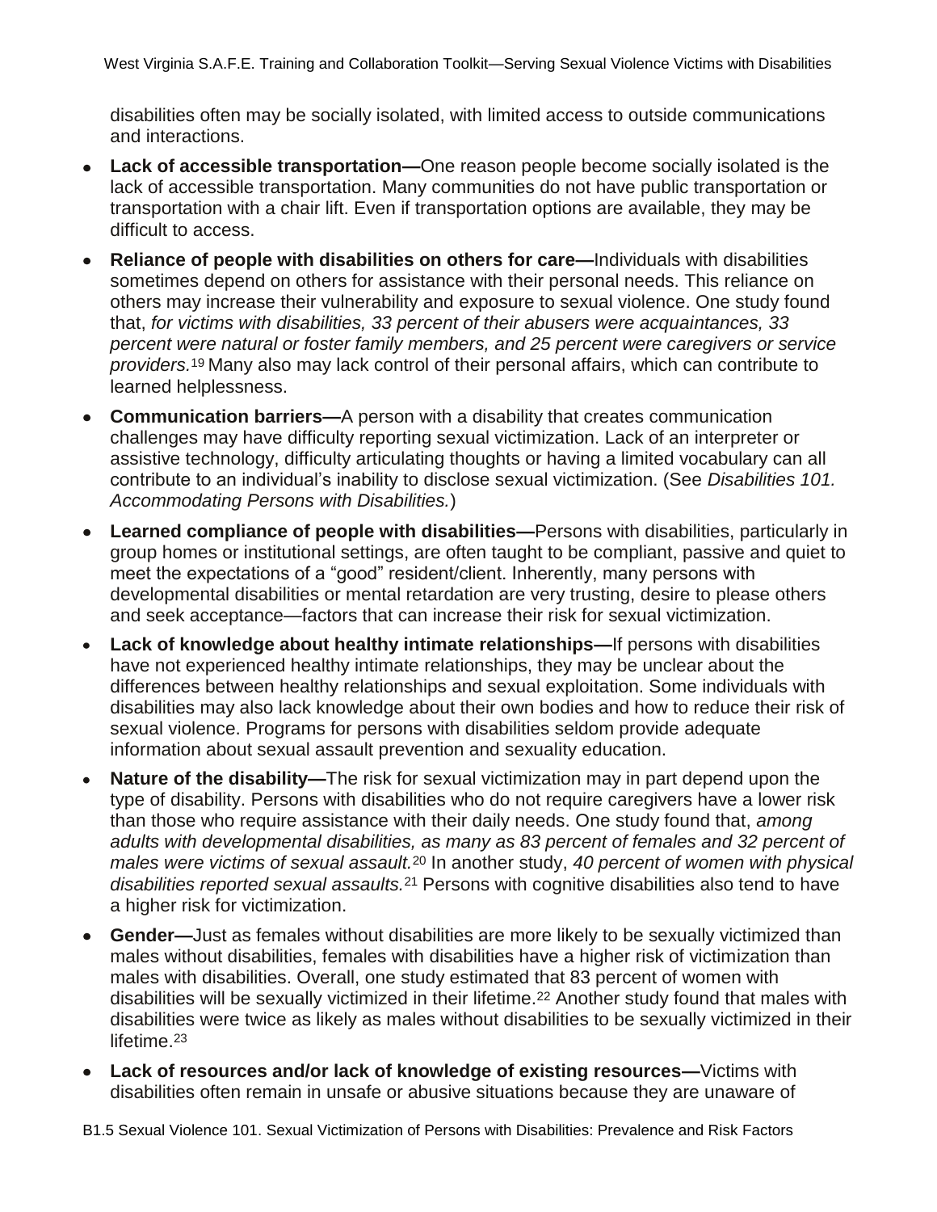disabilities often may be socially isolated, with limited access to outside communications and interactions.

- **Lack of accessible transportation—**One reason people become socially isolated is the lack of accessible transportation. Many communities do not have public transportation or transportation with a chair lift. Even if transportation options are available, they may be difficult to access.
- **Reliance of people with disabilities on others for care—**Individuals with disabilities sometimes depend on others for assistance with their personal needs. This reliance on others may increase their vulnerability and exposure to sexual violence. One study found that, *for victims with disabilities, 33 percent of their abusers were acquaintances, 33 percent were natural or foster family members, and 25 percent were caregivers or service providers.*[19] Many also may lack control of their personal affairs, which can contribute to learned helplessness.
- **Communication barriers—**A person with a disability that creates communication challenges may have difficulty reporting sexual victimization. Lack of an interpreter or assistive technology, difficulty articulating thoughts or having a limited vocabulary can all contribute to an individual's inability to disclose sexual victimization. (See *Disabilities 101. Accommodating Persons with Disabilities.*)
- **Learned compliance of people with disabilities—**Persons with disabilities, particularly in group homes or institutional settings, are often taught to be compliant, passive and quiet to meet the expectations of a "good" resident/client. Inherently, many persons with developmental disabilities or mental retardation are very trusting, desire to please others and seek acceptance—factors that can increase their risk for sexual victimization.
- **Lack of knowledge about healthy intimate relationships—**If persons with disabilities have not experienced healthy intimate relationships, they may be unclear about the differences between healthy relationships and sexual exploitation. Some individuals with disabilities may also lack knowledge about their own bodies and how to reduce their risk of sexual violence. Programs for persons with disabilities seldom provide adequate information about sexual assault prevention and sexuality education.
- **Nature of the disability—**The risk for sexual victimization may in part depend upon the type of disability. Persons with disabilities who do not require caregivers have a lower risk than those who require assistance with their daily needs. One study found that, *among adults with developmental disabilities, as many as 83 percent of females and 32 percent of males were victims of sexual assault.*[20] In another study, *40 percent of women with physical disabilities reported sexual assaults.*[21] Persons with cognitive disabilities also tend to have a higher risk for victimization.
- **Gender—**Just as females without disabilities are more likely to be sexually victimized than males without disabilities, females with disabilities have a higher risk of victimization than males with disabilities. Overall, one study estimated that 83 percent of women with disabilities will be sexually victimized in their lifetime.[22] Another study found that males with disabilities were twice as likely as males without disabilities to be sexually victimized in their lifetime.[23]
- **Lack of resources and/or lack of knowledge of existing resources—**Victims with disabilities often remain in unsafe or abusive situations because they are unaware of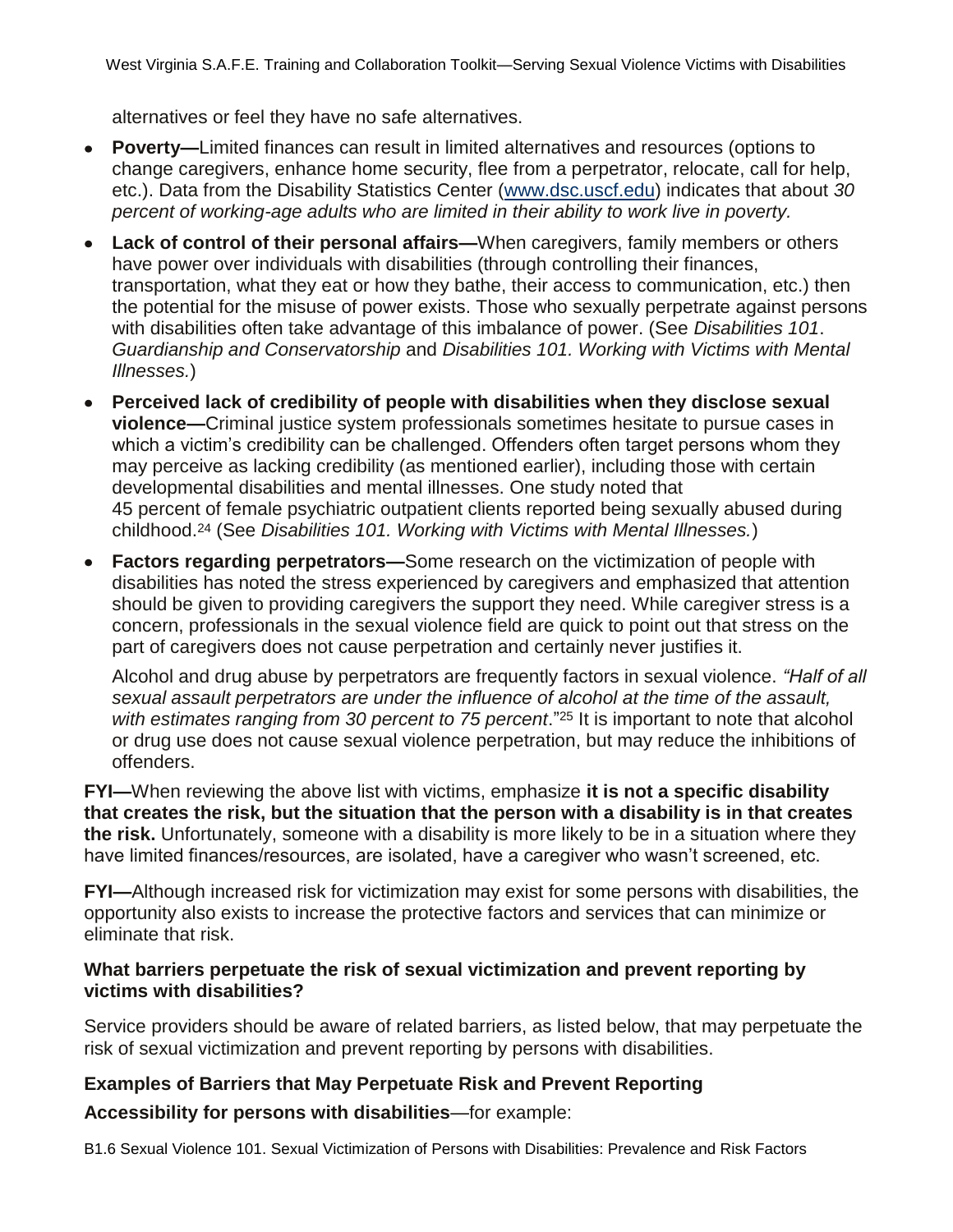alternatives or feel they have no safe alternatives.

- **Poverty—**Limited finances can result in limited alternatives and resources (options to change caregivers, enhance home security, flee from a perpetrator, relocate, call for help, etc.). Data from the Disability Statistics Center (www.dsc.uscf.edu) indicates that about *30 percent of working-age adults who are limited in their ability to work live in poverty.*
- **Lack of control of their personal affairs—**When caregivers, family members or others have power over individuals with disabilities (through controlling their finances, transportation, what they eat or how they bathe, their access to communication, etc.) then the potential for the misuse of power exists. Those who sexually perpetrate against persons with disabilities often take advantage of this imbalance of power. (See *Disabilities 101*. *Guardianship and Conservatorship* and *Disabilities 101. Working with Victims with Mental Illnesses.*)
- **Perceived lack of credibility of people with disabilities when they disclose sexual violence—**Criminal justice system professionals sometimes hesitate to pursue cases in which a victim's credibility can be challenged. Offenders often target persons whom they may perceive as lacking credibility (as mentioned earlier), including those with certain developmental disabilities and mental illnesses. One study noted that 45 percent of female psychiatric outpatient clients reported being sexually abused during childhood.[24] (See *Disabilities 101. Working with Victims with Mental Illnesses.*)
- **Factors regarding perpetrators—**Some research on the victimization of people with disabilities has noted the stress experienced by caregivers and emphasized that attention should be given to providing caregivers the support they need. While caregiver stress is a concern, professionals in the sexual violence field are quick to point out that stress on the part of caregivers does not cause perpetration and certainly never justifies it.

  Alcohol and drug abuse by perpetrators are frequently factors in sexual violence. *"Half of all sexual assault perpetrators are under the influence of alcohol at the time of the assault, with estimates ranging from 30 percent to 75 percent*."[25] It is important to note that alcohol or drug use does not cause sexual violence perpetration, but may reduce the inhibitions of offenders.

**FYI—**When reviewing the above list with victims, emphasize **it is not a specific disability that creates the risk, but the situation that the person with a disability is in that creates the risk.** Unfortunately, someone with a disability is more likely to be in a situation where they have limited finances/resources, are isolated, have a caregiver who wasn't screened, etc.

**FYI—**Although increased risk for victimization may exist for some persons with disabilities, the opportunity also exists to increase the protective factors and services that can minimize or eliminate that risk.

### What barriers perpetuate the risk of sexual victimization and prevent reporting by victims with disabilities?

Service providers should be aware of related barriers, as listed below, that may perpetuate the risk of sexual victimization and prevent reporting by persons with disabilities.

### Examples of Barriers that May Perpetuate Risk and Prevent Reporting

**Accessibility for persons with disabilities**—for example: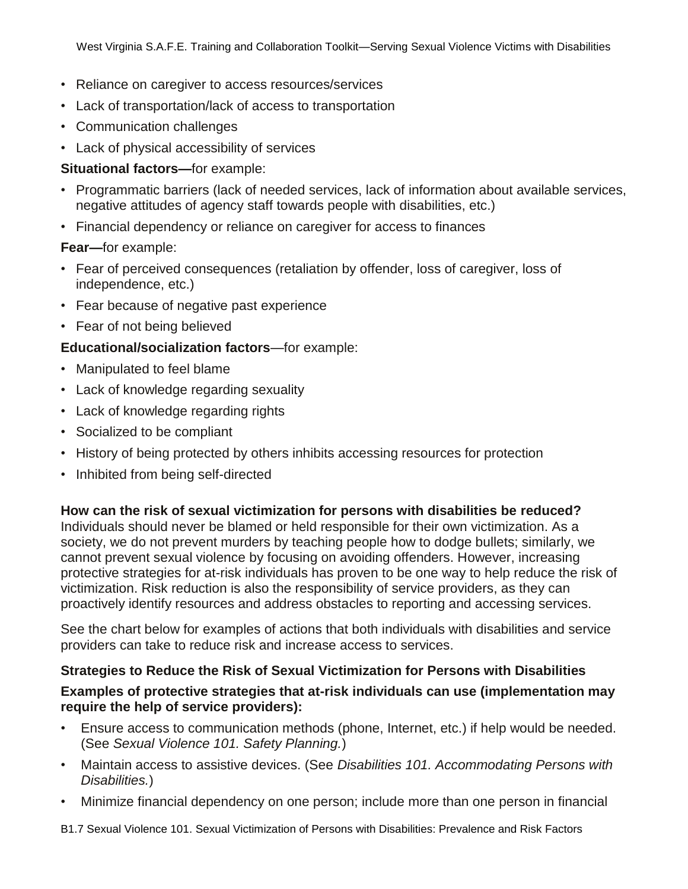- Reliance on caregiver to access resources/services
- Lack of transportation/lack of access to transportation
- Communication challenges
- Lack of physical accessibility of services

**Situational factors—**for example:

- Programmatic barriers (lack of needed services, lack of information about available services, negative attitudes of agency staff towards people with disabilities, etc.)
- Financial dependency or reliance on caregiver for access to finances

**Fear—**for example:

- Fear of perceived consequences (retaliation by offender, loss of caregiver, loss of independence, etc.)
- Fear because of negative past experience
- Fear of not being believed

**Educational/socialization factors**—for example:

- Manipulated to feel blame
- Lack of knowledge regarding sexuality
- Lack of knowledge regarding rights
- Socialized to be compliant
- History of being protected by others inhibits accessing resources for protection
- Inhibited from being self-directed

**How can the risk of sexual victimization for persons with disabilities be reduced?**
Individuals should never be blamed or held responsible for their own victimization. As a society, we do not prevent murders by teaching people how to dodge bullets; similarly, we cannot prevent sexual violence by focusing on avoiding offenders. However, increasing protective strategies for at-risk individuals has proven to be one way to help reduce the risk of victimization. Risk reduction is also the responsibility of service providers, as they can proactively identify resources and address obstacles to reporting and accessing services.

See the chart below for examples of actions that both individuals with disabilities and service providers can take to reduce risk and increase access to services.

**Strategies to Reduce the Risk of Sexual Victimization for Persons with Disabilities**

**Examples of protective strategies that at-risk individuals can use (implementation may require the help of service providers):**

- Ensure access to communication methods (phone, Internet, etc.) if help would be needed. (See *Sexual Violence 101. Safety Planning.*)
- Maintain access to assistive devices. (See *Disabilities 101. Accommodating Persons with Disabilities.*)
- Minimize financial dependency on one person; include more than one person in financial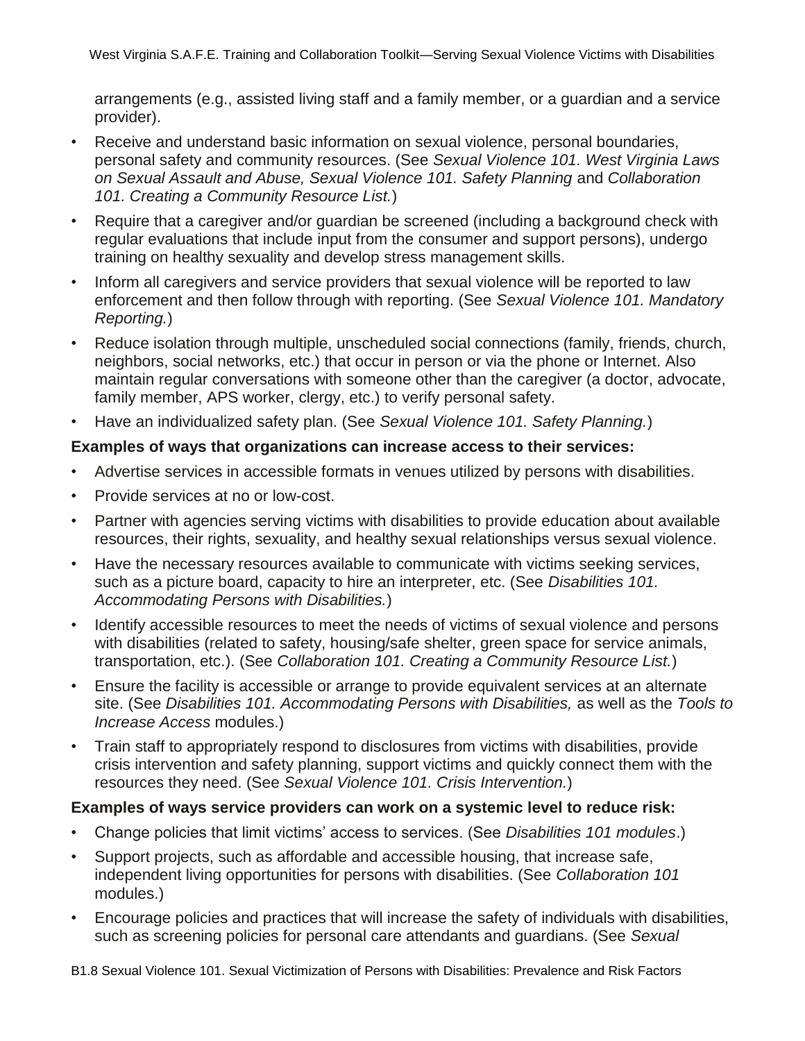arrangements (e.g., assisted living staff and a family member, or a guardian and a service provider).

- Receive and understand basic information on sexual violence, personal boundaries, personal safety and community resources. (See *Sexual Violence 101. West Virginia Laws on Sexual Assault and Abuse, Sexual Violence 101. Safety Planning* and *Collaboration 101. Creating a Community Resource List.*)
- Require that a caregiver and/or guardian be screened (including a background check with regular evaluations that include input from the consumer and support persons), undergo training on healthy sexuality and develop stress management skills.
- Inform all caregivers and service providers that sexual violence will be reported to law enforcement and then follow through with reporting. (See *Sexual Violence 101. Mandatory Reporting.*)
- Reduce isolation through multiple, unscheduled social connections (family, friends, church, neighbors, social networks, etc.) that occur in person or via the phone or Internet. Also maintain regular conversations with someone other than the caregiver (a doctor, advocate, family member, APS worker, clergy, etc.) to verify personal safety.
- Have an individualized safety plan. (See *Sexual Violence 101. Safety Planning.*)

**Examples of ways that organizations can increase access to their services:**

- Advertise services in accessible formats in venues utilized by persons with disabilities.
- Provide services at no or low-cost.
- Partner with agencies serving victims with disabilities to provide education about available resources, their rights, sexuality, and healthy sexual relationships versus sexual violence.
- Have the necessary resources available to communicate with victims seeking services, such as a picture board, capacity to hire an interpreter, etc. (See *Disabilities 101. Accommodating Persons with Disabilities.*)
- Identify accessible resources to meet the needs of victims of sexual violence and persons with disabilities (related to safety, housing/safe shelter, green space for service animals, transportation, etc.). (See *Collaboration 101. Creating a Community Resource List.*)
- Ensure the facility is accessible or arrange to provide equivalent services at an alternate site. (See *Disabilities 101. Accommodating Persons with Disabilities,* as well as the *Tools to Increase Access* modules.)
- Train staff to appropriately respond to disclosures from victims with disabilities, provide crisis intervention and safety planning, support victims and quickly connect them with the resources they need. (See *Sexual Violence 101. Crisis Intervention.*)

**Examples of ways service providers can work on a systemic level to reduce risk:**

- Change policies that limit victims' access to services. (See *Disabilities 101 modules*.)
- Support projects, such as affordable and accessible housing, that increase safe, independent living opportunities for persons with disabilities. (See *Collaboration 101* modules.)
- Encourage policies and practices that will increase the safety of individuals with disabilities, such as screening policies for personal care attendants and guardians. (See *Sexual*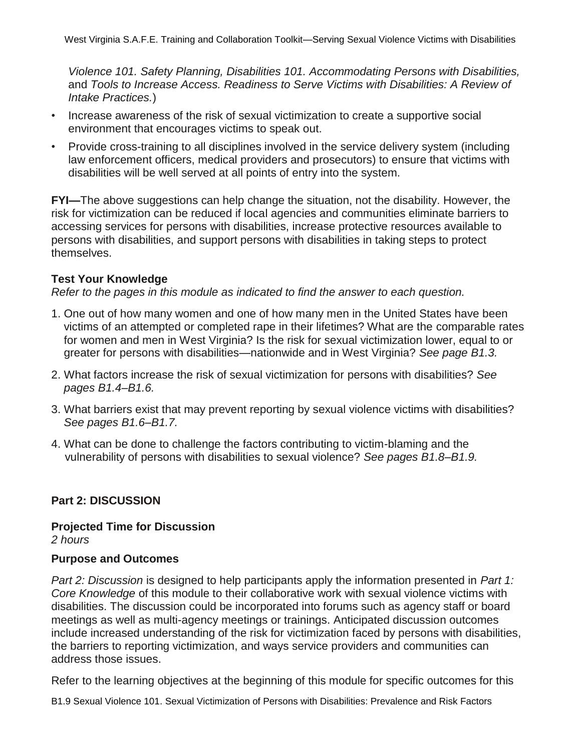*Violence 101. Safety Planning, Disabilities 101. Accommodating Persons with Disabilities,* and *Tools to Increase Access. Readiness to Serve Victims with Disabilities: A Review of Intake Practices.*)

- Increase awareness of the risk of sexual victimization to create a supportive social environment that encourages victims to speak out.
- Provide cross-training to all disciplines involved in the service delivery system (including law enforcement officers, medical providers and prosecutors) to ensure that victims with disabilities will be well served at all points of entry into the system.

**FYI—**The above suggestions can help change the situation, not the disability. However, the risk for victimization can be reduced if local agencies and communities eliminate barriers to accessing services for persons with disabilities, increase protective resources available to persons with disabilities, and support persons with disabilities in taking steps to protect themselves.

**Test Your Knowledge**

*Refer to the pages in this module as indicated to find the answer to each question.*

1. One out of how many women and one of how many men in the United States have been victims of an attempted or completed rape in their lifetimes? What are the comparable rates for women and men in West Virginia? Is the risk for sexual victimization lower, equal to or greater for persons with disabilities—nationwide and in West Virginia? *See page B1.3.*
2. What factors increase the risk of sexual victimization for persons with disabilities? *See pages B1.4–B1.6.*
3. What barriers exist that may prevent reporting by sexual violence victims with disabilities? *See pages B1.6–B1.7.*
4. What can be done to challenge the factors contributing to victim-blaming and the vulnerability of persons with disabilities to sexual violence? *See pages B1.8–B1.9.*

## Part 2: DISCUSSION

**Projected Time for Discussion**

*2 hours*

**Purpose and Outcomes**

*Part 2: Discussion* is designed to help participants apply the information presented in *Part 1: Core Knowledge* of this module to their collaborative work with sexual violence victims with disabilities. The discussion could be incorporated into forums such as agency staff or board meetings as well as multi-agency meetings or trainings. Anticipated discussion outcomes include increased understanding of the risk for victimization faced by persons with disabilities, the barriers to reporting victimization, and ways service providers and communities can address those issues.

Refer to the learning objectives at the beginning of this module for specific outcomes for this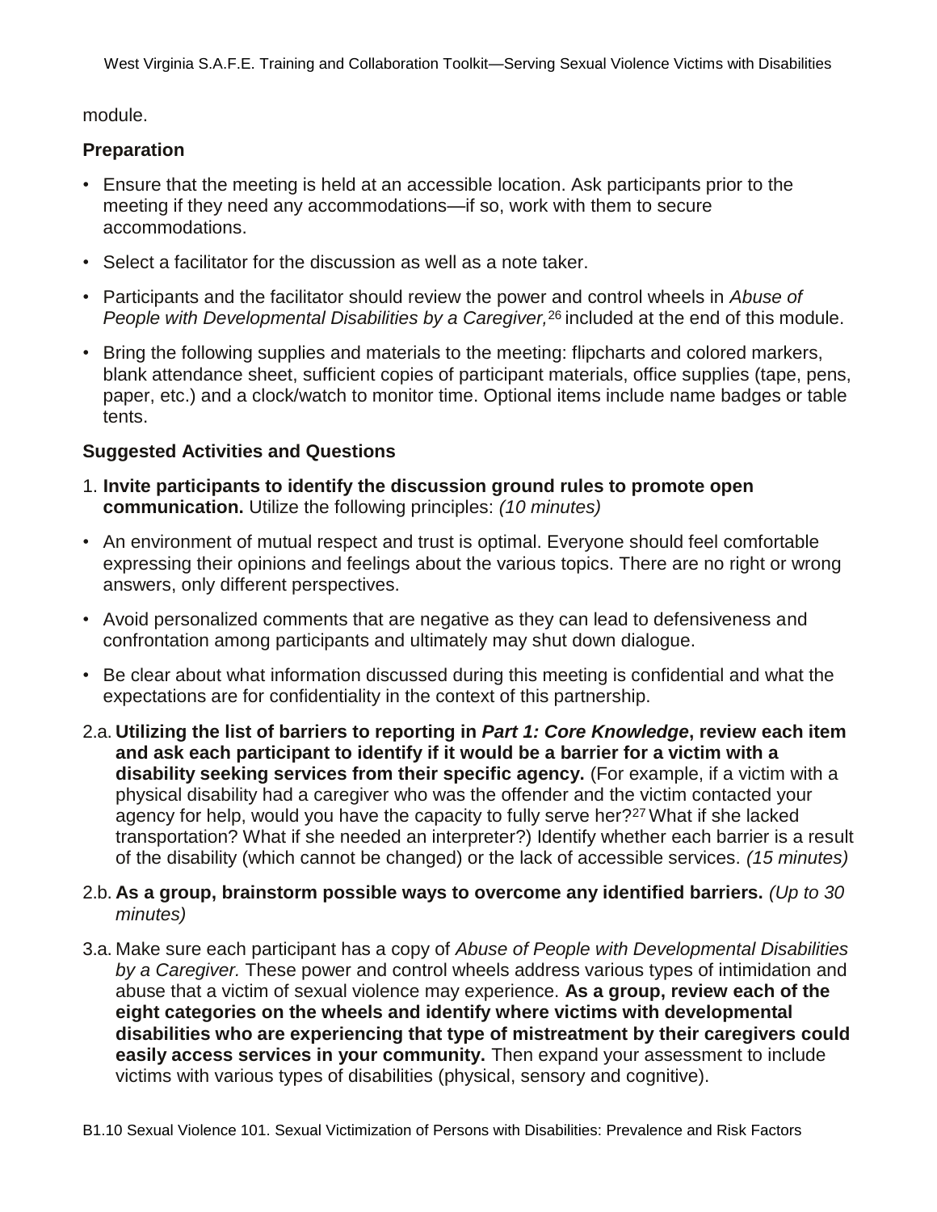module.

### Preparation

- Ensure that the meeting is held at an accessible location. Ask participants prior to the meeting if they need any accommodations—if so, work with them to secure accommodations.
- Select a facilitator for the discussion as well as a note taker.
- Participants and the facilitator should review the power and control wheels in *Abuse of People with Developmental Disabilities by a Caregiver,*[26] included at the end of this module.
- Bring the following supplies and materials to the meeting: flipcharts and colored markers, blank attendance sheet, sufficient copies of participant materials, office supplies (tape, pens, paper, etc.) and a clock/watch to monitor time. Optional items include name badges or table tents.

### Suggested Activities and Questions

1. **Invite participants to identify the discussion ground rules to promote open communication.** Utilize the following principles: *(10 minutes)*

- An environment of mutual respect and trust is optimal. Everyone should feel comfortable expressing their opinions and feelings about the various topics. There are no right or wrong answers, only different perspectives.
- Avoid personalized comments that are negative as they can lead to defensiveness and confrontation among participants and ultimately may shut down dialogue.
- Be clear about what information discussed during this meeting is confidential and what the expectations are for confidentiality in the context of this partnership.

2.a. **Utilizing the list of barriers to reporting in *Part 1: Core Knowledge*, review each item and ask each participant to identify if it would be a barrier for a victim with a disability seeking services from their specific agency.** (For example, if a victim with a physical disability had a caregiver who was the offender and the victim contacted your agency for help, would you have the capacity to fully serve her?[27] What if she lacked transportation? What if she needed an interpreter?) Identify whether each barrier is a result of the disability (which cannot be changed) or the lack of accessible services. *(15 minutes)*

2.b. **As a group, brainstorm possible ways to overcome any identified barriers.** *(Up to 30 minutes)*

3.a. Make sure each participant has a copy of *Abuse of People with Developmental Disabilities by a Caregiver.* These power and control wheels address various types of intimidation and abuse that a victim of sexual violence may experience. **As a group, review each of the eight categories on the wheels and identify where victims with developmental disabilities who are experiencing that type of mistreatment by their caregivers could easily access services in your community.** Then expand your assessment to include victims with various types of disabilities (physical, sensory and cognitive).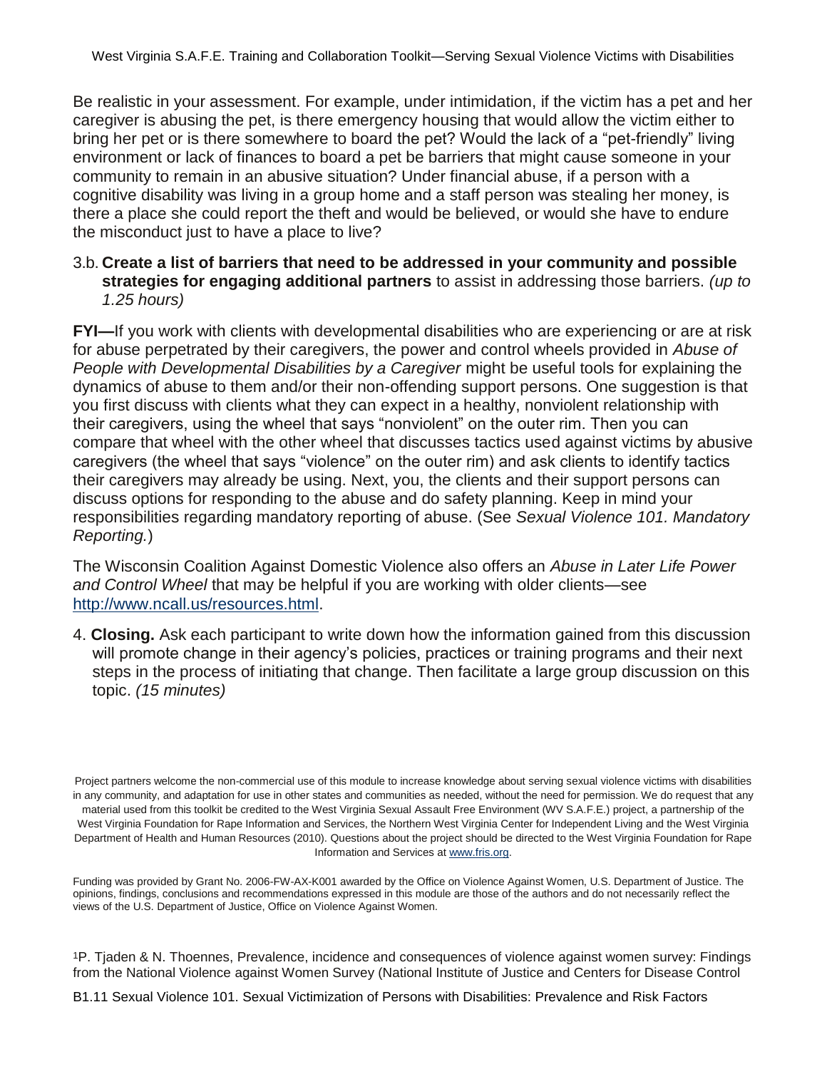Be realistic in your assessment. For example, under intimidation, if the victim has a pet and her caregiver is abusing the pet, is there emergency housing that would allow the victim either to bring her pet or is there somewhere to board the pet? Would the lack of a "pet-friendly" living environment or lack of finances to board a pet be barriers that might cause someone in your community to remain in an abusive situation? Under financial abuse, if a person with a cognitive disability was living in a group home and a staff person was stealing her money, is there a place she could report the theft and would be believed, or would she have to endure the misconduct just to have a place to live?

3.b. **Create a list of barriers that need to be addressed in your community and possible strategies for engaging additional partners** to assist in addressing those barriers. *(up to 1.25 hours)*

**FYI—**If you work with clients with developmental disabilities who are experiencing or are at risk for abuse perpetrated by their caregivers, the power and control wheels provided in *Abuse of People with Developmental Disabilities by a Caregiver* might be useful tools for explaining the dynamics of abuse to them and/or their non-offending support persons. One suggestion is that you first discuss with clients what they can expect in a healthy, nonviolent relationship with their caregivers, using the wheel that says "nonviolent" on the outer rim. Then you can compare that wheel with the other wheel that discusses tactics used against victims by abusive caregivers (the wheel that says "violence" on the outer rim) and ask clients to identify tactics their caregivers may already be using. Next, you, the clients and their support persons can discuss options for responding to the abuse and do safety planning. Keep in mind your responsibilities regarding mandatory reporting of abuse. (See *Sexual Violence 101. Mandatory Reporting.*)

The Wisconsin Coalition Against Domestic Violence also offers an *Abuse in Later Life Power and Control Wheel* that may be helpful if you are working with older clients—see http://www.ncall.us/resources.html.

4. **Closing.** Ask each participant to write down how the information gained from this discussion will promote change in their agency's policies, practices or training programs and their next steps in the process of initiating that change. Then facilitate a large group discussion on this topic. *(15 minutes)*

Project partners welcome the non-commercial use of this module to increase knowledge about serving sexual violence victims with disabilities in any community, and adaptation for use in other states and communities as needed, without the need for permission. We do request that any material used from this toolkit be credited to the West Virginia Sexual Assault Free Environment (WV S.A.F.E.) project, a partnership of the West Virginia Foundation for Rape Information and Services, the Northern West Virginia Center for Independent Living and the West Virginia Department of Health and Human Resources (2010). Questions about the project should be directed to the West Virginia Foundation for Rape Information and Services at www.fris.org.

Funding was provided by Grant No. 2006-FW-AX-K001 awarded by the Office on Violence Against Women, U.S. Department of Justice. The opinions, findings, conclusions and recommendations expressed in this module are those of the authors and do not necessarily reflect the views of the U.S. Department of Justice, Office on Violence Against Women.

[1]P. Tjaden & N. Thoennes, Prevalence, incidence and consequences of violence against women survey: Findings from the National Violence against Women Survey (National Institute of Justice and Centers for Disease Control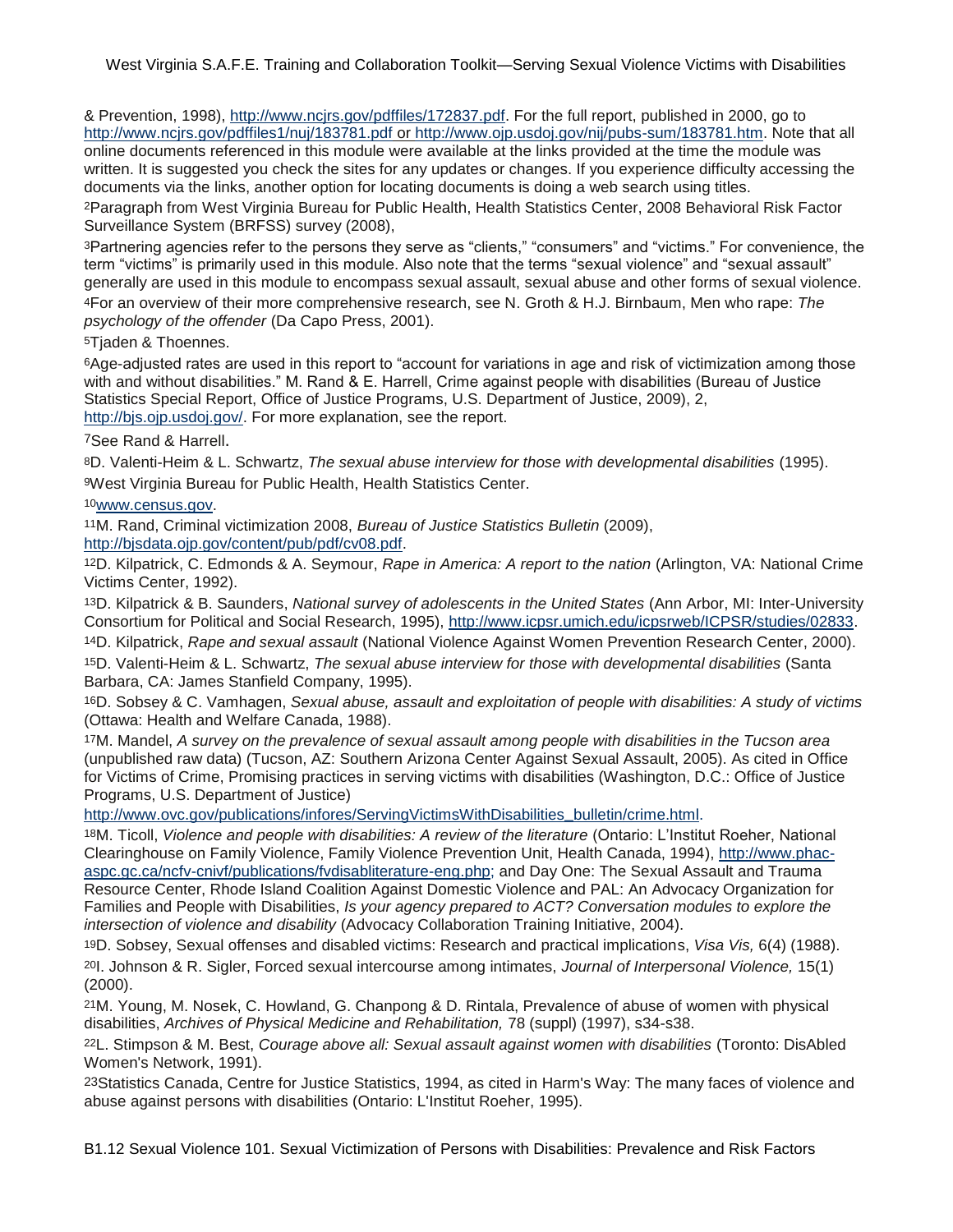& Prevention, 1998), http://www.ncjrs.gov/pdffiles/172837.pdf. For the full report, published in 2000, go to http://www.ncjrs.gov/pdffiles1/nuj/183781.pdf or http://www.ojp.usdoj.gov/nij/pubs-sum/183781.htm. Note that all online documents referenced in this module were available at the links provided at the time the module was written. It is suggested you check the sites for any updates or changes. If you experience difficulty accessing the documents via the links, another option for locating documents is doing a web search using titles.

[2]Paragraph from West Virginia Bureau for Public Health, Health Statistics Center, 2008 Behavioral Risk Factor Surveillance System (BRFSS) survey (2008),

[3]Partnering agencies refer to the persons they serve as "clients," "consumers" and "victims." For convenience, the term "victims" is primarily used in this module. Also note that the terms "sexual violence" and "sexual assault" generally are used in this module to encompass sexual assault, sexual abuse and other forms of sexual violence.

[4]For an overview of their more comprehensive research, see N. Groth & H.J. Birnbaum, Men who rape: *The psychology of the offender* (Da Capo Press, 2001).

[5]Tjaden & Thoennes.

[6]Age-adjusted rates are used in this report to "account for variations in age and risk of victimization among those with and without disabilities." M. Rand & E. Harrell, Crime against people with disabilities (Bureau of Justice Statistics Special Report, Office of Justice Programs, U.S. Department of Justice, 2009), 2, http://bjs.ojp.usdoj.gov/. For more explanation, see the report.

[7]See Rand & Harrell.

[8]D. Valenti-Heim & L. Schwartz, *The sexual abuse interview for those with developmental disabilities* (1995).

[9]West Virginia Bureau for Public Health, Health Statistics Center.

[10]www.census.gov.

[11]M. Rand, Criminal victimization 2008, *Bureau of Justice Statistics Bulletin* (2009), http://bjsdata.ojp.gov/content/pub/pdf/cv08.pdf.

[12]D. Kilpatrick, C. Edmonds & A. Seymour, *Rape in America: A report to the nation* (Arlington, VA: National Crime Victims Center, 1992).

[13]D. Kilpatrick & B. Saunders, *National survey of adolescents in the United States* (Ann Arbor, MI: Inter-University Consortium for Political and Social Research, 1995), http://www.icpsr.umich.edu/icpsrweb/ICPSR/studies/02833.

[14]D. Kilpatrick, *Rape and sexual assault* (National Violence Against Women Prevention Research Center, 2000).

[15]D. Valenti-Heim & L. Schwartz, *The sexual abuse interview for those with developmental disabilities* (Santa Barbara, CA: James Stanfield Company, 1995).

[16]D. Sobsey & C. Vamhagen, *Sexual abuse, assault and exploitation of people with disabilities: A study of victims* (Ottawa: Health and Welfare Canada, 1988).

[17]M. Mandel, *A survey on the prevalence of sexual assault among people with disabilities in the Tucson area* (unpublished raw data) (Tucson, AZ: Southern Arizona Center Against Sexual Assault, 2005). As cited in Office for Victims of Crime, Promising practices in serving victims with disabilities (Washington, D.C.: Office of Justice Programs, U.S. Department of Justice) http://www.ovc.gov/publications/infores/ServingVictimsWithDisabilities_bulletin/crime.html.

[18]M. Ticoll, *Violence and people with disabilities: A review of the literature* (Ontario: L'Institut Roeher, National Clearinghouse on Family Violence, Family Violence Prevention Unit, Health Canada, 1994), http://www.phac-aspc.gc.ca/ncfv-cnivf/publications/fvdisabliterature-eng.php; and Day One: The Sexual Assault and Trauma Resource Center, Rhode Island Coalition Against Domestic Violence and PAL: An Advocacy Organization for Families and People with Disabilities, *Is your agency prepared to ACT? Conversation modules to explore the intersection of violence and disability* (Advocacy Collaboration Training Initiative, 2004).

[19]D. Sobsey, Sexual offenses and disabled victims: Research and practical implications, *Visa Vis,* 6(4) (1988).

[20]I. Johnson & R. Sigler, Forced sexual intercourse among intimates, *Journal of Interpersonal Violence,* 15(1) (2000).

[21]M. Young, M. Nosek, C. Howland, G. Chanpong & D. Rintala, Prevalence of abuse of women with physical disabilities, *Archives of Physical Medicine and Rehabilitation,* 78 (suppl) (1997), s34-s38.

[22]L. Stimpson & M. Best, *Courage above all: Sexual assault against women with disabilities* (Toronto: DisAbled Women's Network, 1991).

[23]Statistics Canada, Centre for Justice Statistics, 1994, as cited in Harm's Way: The many faces of violence and abuse against persons with disabilities (Ontario: L'Institut Roeher, 1995).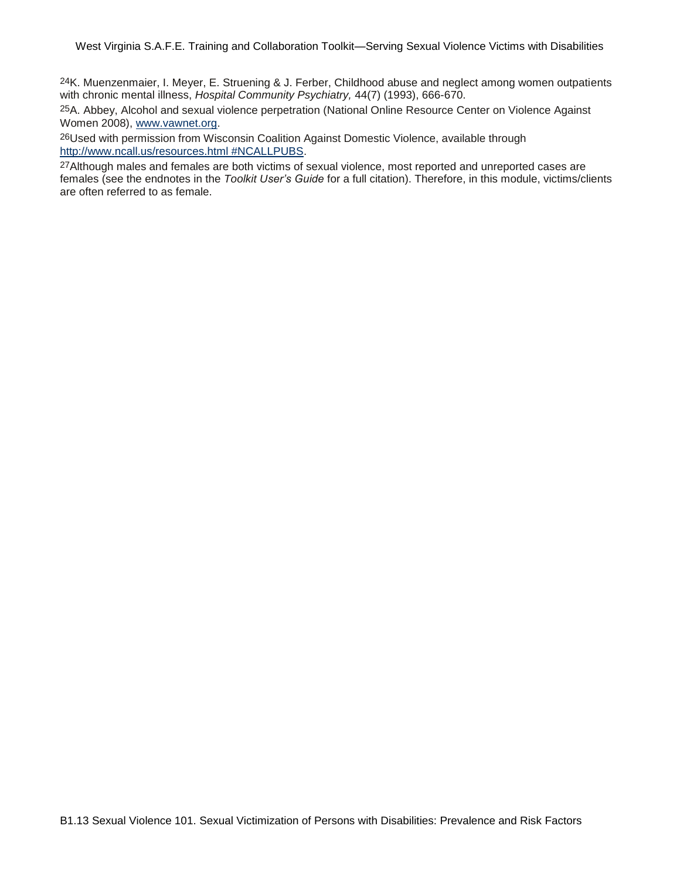[24]K. Muenzenmaier, I. Meyer, E. Struening & J. Ferber, Childhood abuse and neglect among women outpatients with chronic mental illness, *Hospital Community Psychiatry,* 44(7) (1993), 666-670.

[25]A. Abbey, Alcohol and sexual violence perpetration (National Online Resource Center on Violence Against Women 2008), www.vawnet.org.

[26]Used with permission from Wisconsin Coalition Against Domestic Violence, available through http://www.ncall.us/resources.html #NCALLPUBS.

[27]Although males and females are both victims of sexual violence, most reported and unreported cases are females (see the endnotes in the *Toolkit User's Guide* for a full citation). Therefore, in this module, victims/clients are often referred to as female.